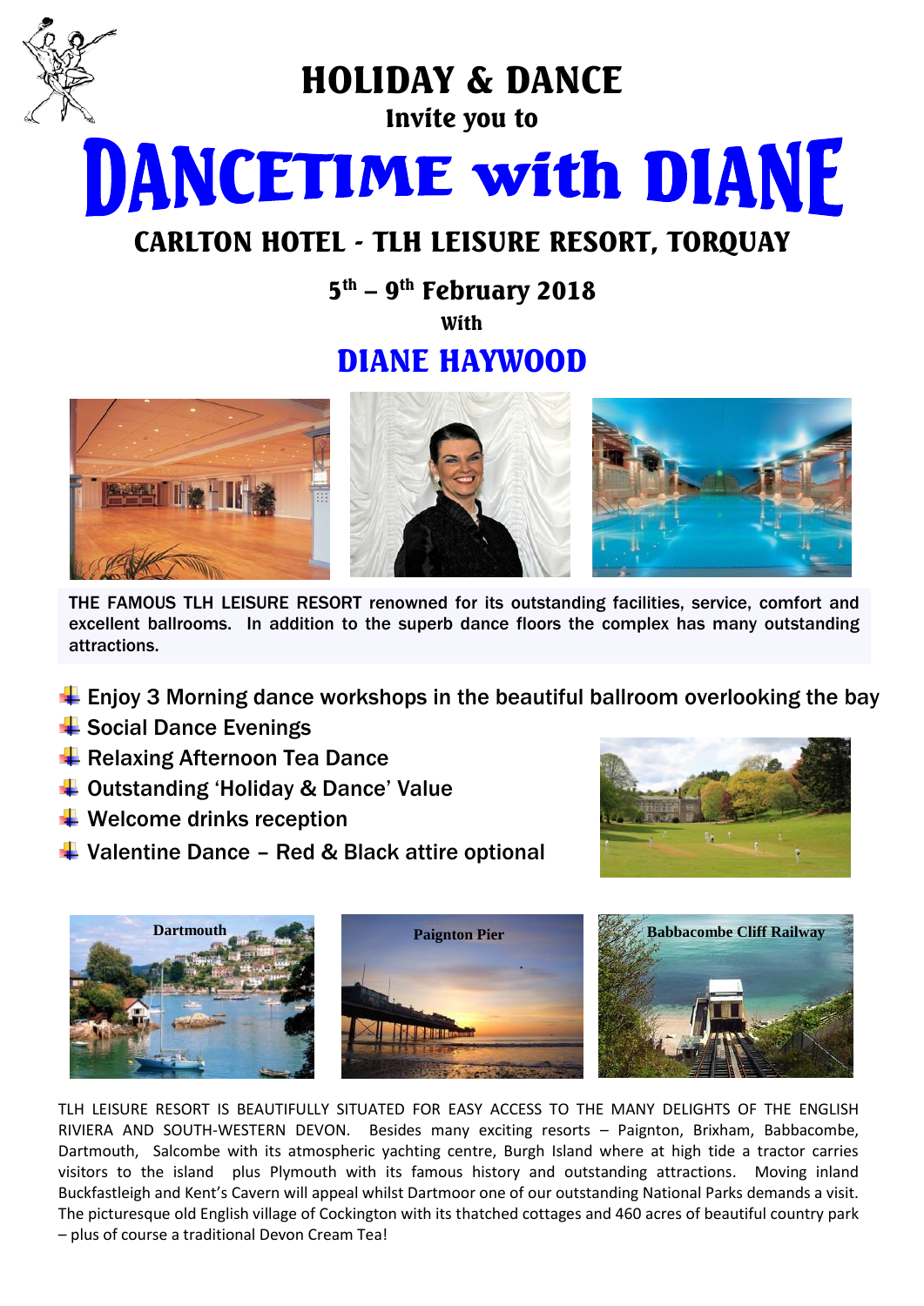# HOLIDAY & DANCE

**Invite you to**

# DANCETIME with DIANE

## CARLTON HOTEL - TLH LEISURE RESORT, TORQUAY

**5th – 9th February 2018**

**With**

## DIANE HAYWOOD

THE FAMOUS TLH LEISURE RESORT renowned for its outstanding facilities, service, comfort and excellent ballrooms. In addition to the superb dance floors the complex has many outstanding attractions.

- Enjoy 3 Morning dance workshops in the beautiful ballroom overlooking the bay
- Social Dance Evenings
- Relaxing Afternoon Tea Dance
- Outstanding 'Holiday & Dance' Value
- Welcome drinks reception
- Valentine Dance – Red & Black attire optional

Dartmouth

Paignton Pier

Babbacombe Cliff Railway

TLH LEISURE RESORT IS BEAUTIFULLY SITUATED FOR EASY ACCESS TO THE MANY DELIGHTS OF THE ENGLISH RIVIERA AND SOUTH-WESTERN DEVON. Besides many exciting resorts – Paignton, Brixham, Babbacombe, Dartmouth, Salcombe with its atmospheric yachting centre, Burgh Island where at high tide a tractor carries visitors to the island plus Plymouth with its famous history and outstanding attractions. Moving inland Buckfastleigh and Kent's Cavern will appeal whilst Dartmoor one of our outstanding National Parks demands a visit. The picturesque old English village of Cockington with its thatched cottages and 460 acres of beautiful country park – plus of course a traditional Devon Cream Tea!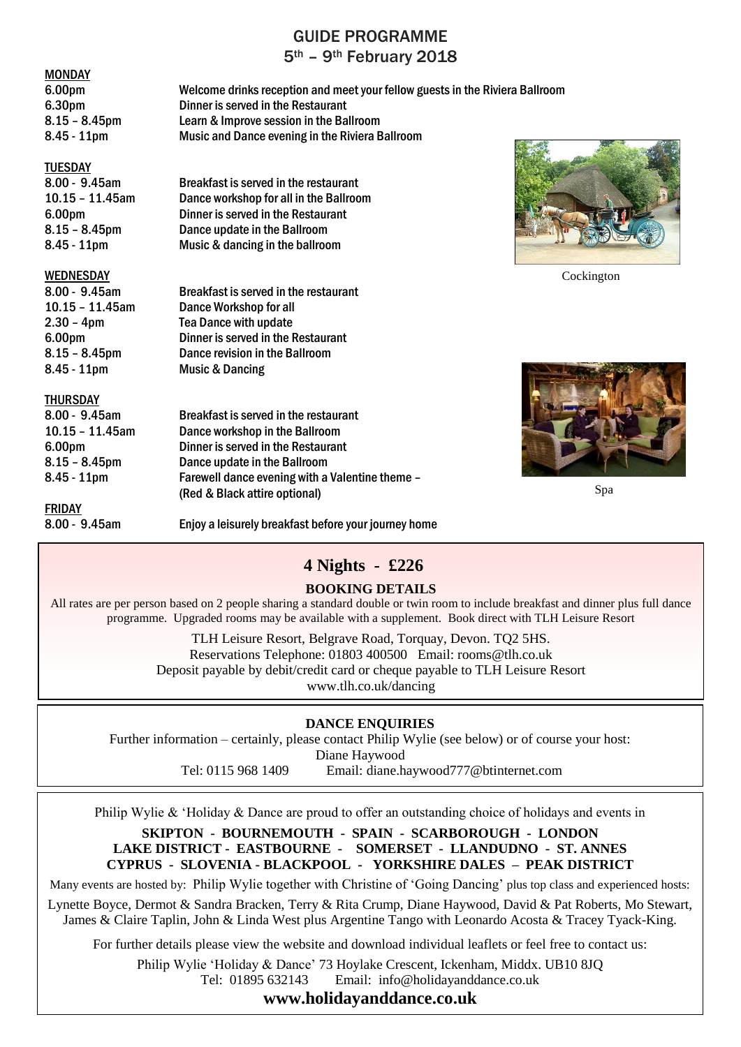# GUIDE PROGRAMME
## 5th – 9th February 2018

**MONDAY**

| | |
|---|---|
| 6.00pm | Welcome drinks reception and meet your fellow guests in the Riviera Ballroom |
| 6.30pm | Dinner is served in the Restaurant |
| 8.15 – 8.45pm | Learn & Improve session in the Ballroom |
| 8.45 - 11pm | Music and Dance evening in the Riviera Ballroom |

**TUESDAY**

| | |
|---|---|
| 8.00 - 9.45am | Breakfast is served in the restaurant |
| 10.15 – 11.45am | Dance workshop for all in the Ballroom |
| 6.00pm | Dinner is served in the Restaurant |
| 8.15 – 8.45pm | Dance update in the Ballroom |
| 8.45 - 11pm | Music & dancing in the ballroom |

**WEDNESDAY**

| | |
|---|---|
| 8.00 - 9.45am | Breakfast is served in the restaurant |
| 10.15 – 11.45am | Dance Workshop for all |
| 2.30 – 4pm | Tea Dance with update |
| 6.00pm | Dinner is served in the Restaurant |
| 8.15 – 8.45pm | Dance revision in the Ballroom |
| 8.45 - 11pm | Music & Dancing |

**THURSDAY**

| | |
|---|---|
| 8.00 - 9.45am | Breakfast is served in the restaurant |
| 10.15 – 11.45am | Dance workshop in the Ballroom |
| 6.00pm | Dinner is served in the Restaurant |
| 8.15 – 8.45pm | Dance update in the Ballroom |
| 8.45 - 11pm | Farewell dance evening with a Valentine theme – (Red & Black attire optional) |

**FRIDAY**

| | |
|---|---|
| 8.00 - 9.45am | Enjoy a leisurely breakfast before your journey home |

Cockington

Spa

## 4 Nights - £226

**BOOKING DETAILS**

All rates are per person based on 2 people sharing a standard double or twin room to include breakfast and dinner plus full dance programme. Upgraded rooms may be available with a supplement. Book direct with TLH Leisure Resort

TLH Leisure Resort, Belgrave Road, Torquay, Devon. TQ2 5HS.
Reservations Telephone: 01803 400500 Email: rooms@tlh.co.uk
Deposit payable by debit/credit card or cheque payable to TLH Leisure Resort
www.tlh.co.uk/dancing

**DANCE ENQUIRIES**

Further information – certainly, please contact Philip Wylie (see below) or of course your host:
Diane Haywood
Tel: 0115 968 1409 Email: diane.haywood777@btinternet.com

Philip Wylie & 'Holiday & Dance are proud to offer an outstanding choice of holidays and events in

**SKIPTON - BOURNEMOUTH - SPAIN - SCARBOROUGH - LONDON
LAKE DISTRICT - EASTBOURNE - SOMERSET - LLANDUDNO - ST. ANNES
CYPRUS - SLOVENIA - BLACKPOOL - YORKSHIRE DALES – PEAK DISTRICT**

Many events are hosted by: Philip Wylie together with Christine of 'Going Dancing' plus top class and experienced hosts:

Lynette Boyce, Dermot & Sandra Bracken, Terry & Rita Crump, Diane Haywood, David & Pat Roberts, Mo Stewart, James & Claire Taplin, John & Linda West plus Argentine Tango with Leonardo Acosta & Tracey Tyack-King.

For further details please view the website and download individual leaflets or feel free to contact us:

Philip Wylie 'Holiday & Dance' 73 Hoylake Crescent, Ickenham, Middx. UB10 8JQ
Tel: 01895 632143 Email: info@holidayanddance.co.uk

**www.holidayanddance.co.uk**